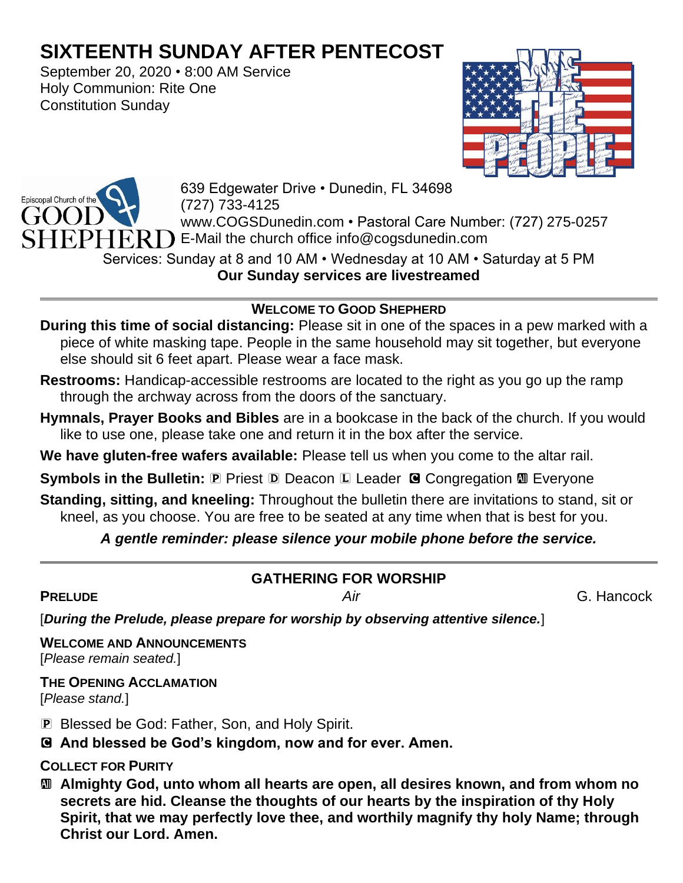# SIXTEENTH SUNDAY AFTER PENTECOST

September 20, 2020 • 8:00 AM Service
Holy Communion: Rite One
Constitution Sunday

639 Edgewater Drive • Dunedin, FL 34698
(727) 733-4125
www.COGSDunedin.com • Pastoral Care Number: (727) 275-0257
E-Mail the church office info@cogsdunedin.com

Services: Sunday at 8 and 10 AM • Wednesday at 10 AM • Saturday at 5 PM
**Our Sunday services are livestreamed**

---

## WELCOME TO GOOD SHEPHERD

**During this time of social distancing:** Please sit in one of the spaces in a pew marked with a piece of white masking tape. People in the same household may sit together, but everyone else should sit 6 feet apart. Please wear a face mask.

**Restrooms:** Handicap-accessible restrooms are located to the right as you go up the ramp through the archway across from the doors of the sanctuary.

**Hymnals, Prayer Books and Bibles** are in a bookcase in the back of the church. If you would like to use one, please take one and return it in the box after the service.

**We have gluten-free wafers available:** Please tell us when you come to the altar rail.

**Symbols in the Bulletin:** Ⓟ Priest Ⓓ Deacon Ⓛ Leader Ⓒ Congregation Ⓐ Everyone

**Standing, sitting, and kneeling:** Throughout the bulletin there are invitations to stand, sit or kneel, as you choose. You are free to be seated at any time when that is best for you.

***A gentle reminder: please silence your mobile phone before the service.***

---

## GATHERING FOR WORSHIP

**PRELUDE** *Air* G. Hancock

[***During the Prelude, please prepare for worship by observing attentive silence.***]

**WELCOME AND ANNOUNCEMENTS**
[*Please remain seated.*]

**THE OPENING ACCLAMATION**
[*Please stand.*]

Ⓟ Blessed be God: Father, Son, and Holy Spirit.

Ⓒ **And blessed be God's kingdom, now and for ever. Amen.**

**COLLECT FOR PURITY**

Ⓐ **Almighty God, unto whom all hearts are open, all desires known, and from whom no secrets are hid. Cleanse the thoughts of our hearts by the inspiration of thy Holy Spirit, that we may perfectly love thee, and worthily magnify thy holy Name; through Christ our Lord. Amen.**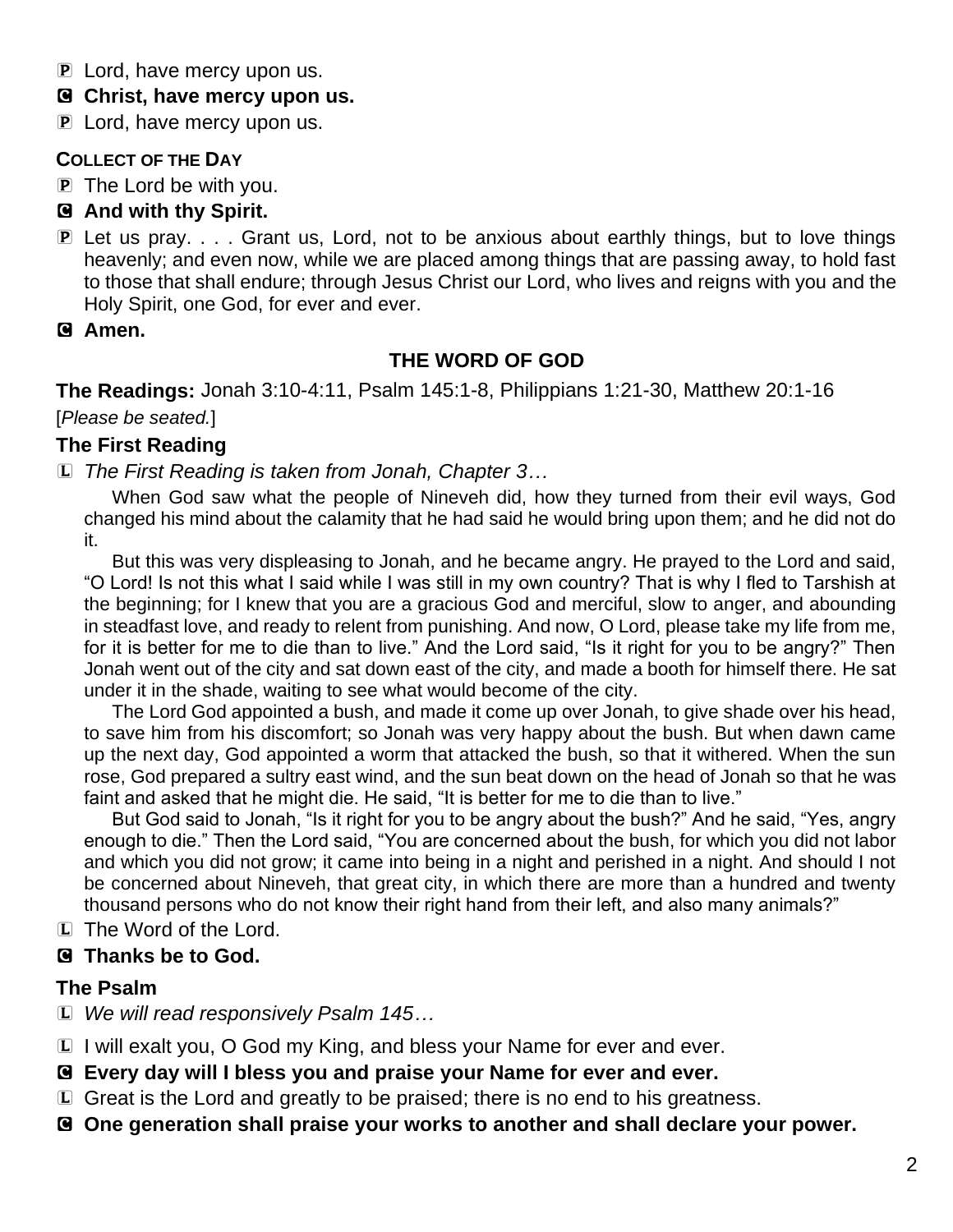P Lord, have mercy upon us.

**C Christ, have mercy upon us.**

P Lord, have mercy upon us.

**COLLECT OF THE DAY**

P The Lord be with you.

**C And with thy Spirit.**

P Let us pray. . . . Grant us, Lord, not to be anxious about earthly things, but to love things heavenly; and even now, while we are placed among things that are passing away, to hold fast to those that shall endure; through Jesus Christ our Lord, who lives and reigns with you and the Holy Spirit, one God, for ever and ever.

**C Amen.**

## THE WORD OF GOD

**The Readings:** Jonah 3:10-4:11, Psalm 145:1-8, Philippians 1:21-30, Matthew 20:1-16

[*Please be seated.*]

### The First Reading

L *The First Reading is taken from Jonah, Chapter 3…*

When God saw what the people of Nineveh did, how they turned from their evil ways, God changed his mind about the calamity that he had said he would bring upon them; and he did not do it.

But this was very displeasing to Jonah, and he became angry. He prayed to the Lord and said, "O Lord! Is not this what I said while I was still in my own country? That is why I fled to Tarshish at the beginning; for I knew that you are a gracious God and merciful, slow to anger, and abounding in steadfast love, and ready to relent from punishing. And now, O Lord, please take my life from me, for it is better for me to die than to live." And the Lord said, "Is it right for you to be angry?" Then Jonah went out of the city and sat down east of the city, and made a booth for himself there. He sat under it in the shade, waiting to see what would become of the city.

The Lord God appointed a bush, and made it come up over Jonah, to give shade over his head, to save him from his discomfort; so Jonah was very happy about the bush. But when dawn came up the next day, God appointed a worm that attacked the bush, so that it withered. When the sun rose, God prepared a sultry east wind, and the sun beat down on the head of Jonah so that he was faint and asked that he might die. He said, "It is better for me to die than to live."

But God said to Jonah, "Is it right for you to be angry about the bush?" And he said, "Yes, angry enough to die." Then the Lord said, "You are concerned about the bush, for which you did not labor and which you did not grow; it came into being in a night and perished in a night. And should I not be concerned about Nineveh, that great city, in which there are more than a hundred and twenty thousand persons who do not know their right hand from their left, and also many animals?"

L The Word of the Lord.

**C Thanks be to God.**

### The Psalm

L *We will read responsively Psalm 145…*

L I will exalt you, O God my King, and bless your Name for ever and ever.

**C Every day will I bless you and praise your Name for ever and ever.**

L Great is the Lord and greatly to be praised; there is no end to his greatness.

**C One generation shall praise your works to another and shall declare your power.**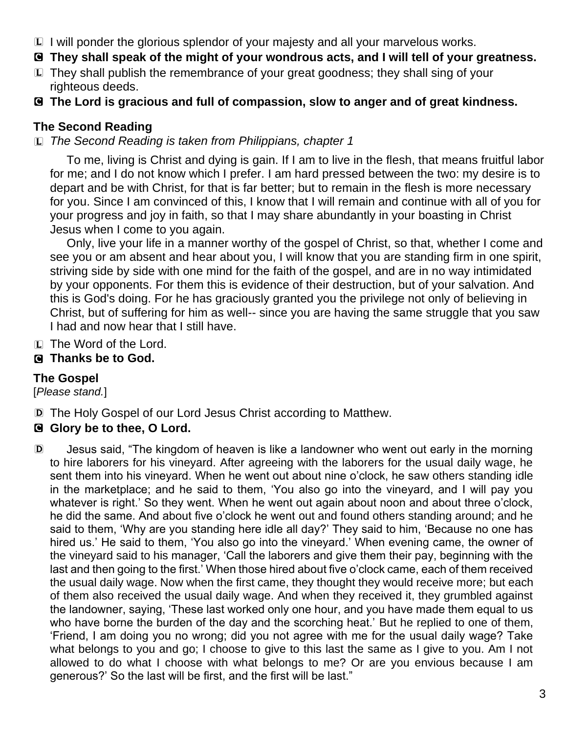L I will ponder the glorious splendor of your majesty and all your marvelous works.

**C They shall speak of the might of your wondrous acts, and I will tell of your greatness.**

L They shall publish the remembrance of your great goodness; they shall sing of your righteous deeds.

**C The Lord is gracious and full of compassion, slow to anger and of great kindness.**

**The Second Reading**

L *The Second Reading is taken from Philippians, chapter 1*

To me, living is Christ and dying is gain. If I am to live in the flesh, that means fruitful labor for me; and I do not know which I prefer. I am hard pressed between the two: my desire is to depart and be with Christ, for that is far better; but to remain in the flesh is more necessary for you. Since I am convinced of this, I know that I will remain and continue with all of you for your progress and joy in faith, so that I may share abundantly in your boasting in Christ Jesus when I come to you again.

Only, live your life in a manner worthy of the gospel of Christ, so that, whether I come and see you or am absent and hear about you, I will know that you are standing firm in one spirit, striving side by side with one mind for the faith of the gospel, and are in no way intimidated by your opponents. For them this is evidence of their destruction, but of your salvation. And this is God's doing. For he has graciously granted you the privilege not only of believing in Christ, but of suffering for him as well-- since you are having the same struggle that you saw I had and now hear that I still have.

L The Word of the Lord.

**C Thanks be to God.**

**The Gospel**

[*Please stand.*]

D The Holy Gospel of our Lord Jesus Christ according to Matthew.

**C Glory be to thee, O Lord.**

D Jesus said, “The kingdom of heaven is like a landowner who went out early in the morning to hire laborers for his vineyard. After agreeing with the laborers for the usual daily wage, he sent them into his vineyard. When he went out about nine o’clock, he saw others standing idle in the marketplace; and he said to them, ‘You also go into the vineyard, and I will pay you whatever is right.’ So they went. When he went out again about noon and about three o’clock, he did the same. And about five o’clock he went out and found others standing around; and he said to them, ‘Why are you standing here idle all day?’ They said to him, ‘Because no one has hired us.’ He said to them, ‘You also go into the vineyard.’ When evening came, the owner of the vineyard said to his manager, ‘Call the laborers and give them their pay, beginning with the last and then going to the first.’ When those hired about five o’clock came, each of them received the usual daily wage. Now when the first came, they thought they would receive more; but each of them also received the usual daily wage. And when they received it, they grumbled against the landowner, saying, ‘These last worked only one hour, and you have made them equal to us who have borne the burden of the day and the scorching heat.’ But he replied to one of them, ‘Friend, I am doing you no wrong; did you not agree with me for the usual daily wage? Take what belongs to you and go; I choose to give to this last the same as I give to you. Am I not allowed to do what I choose with what belongs to me? Or are you envious because I am generous?’ So the last will be first, and the first will be last.”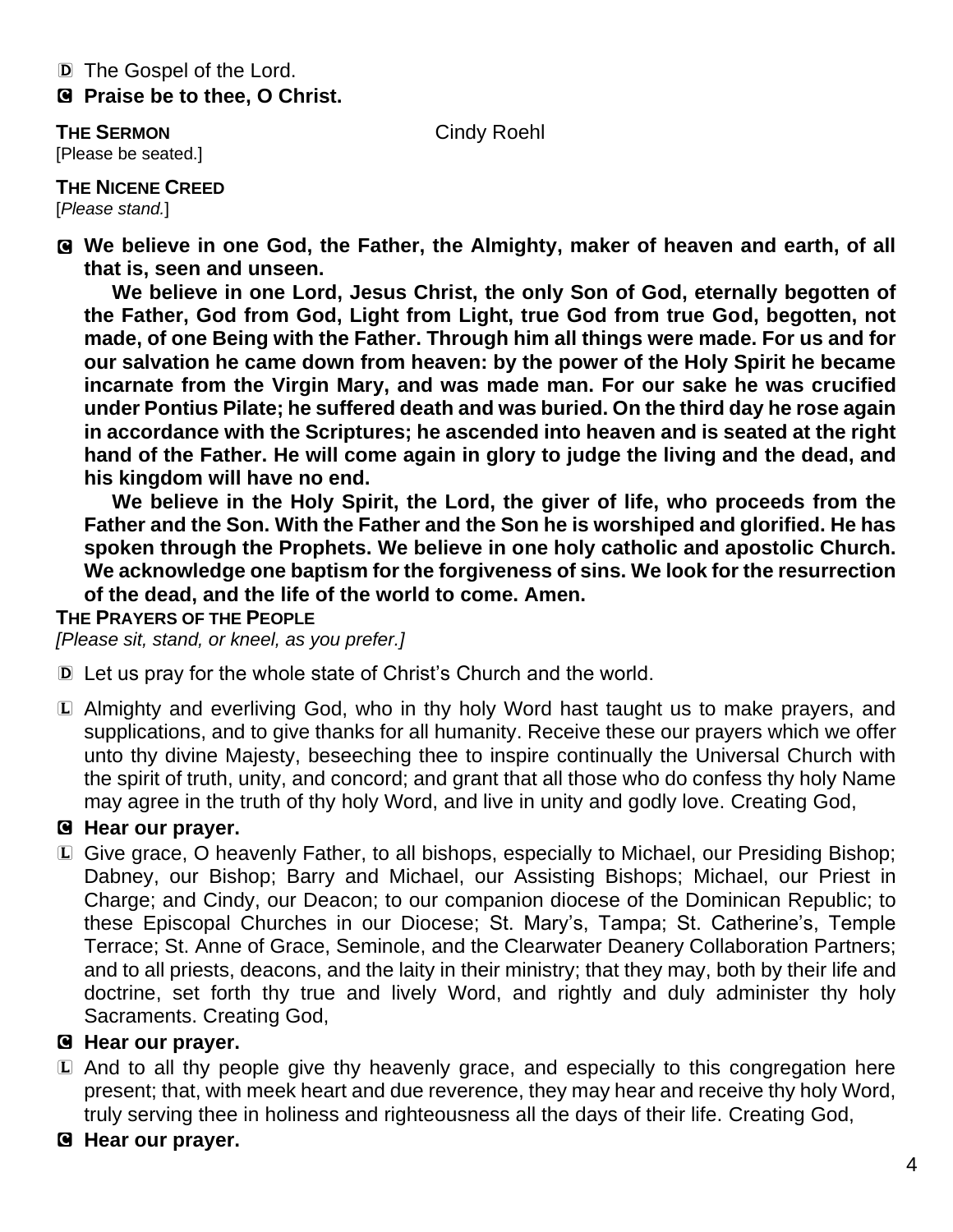D The Gospel of the Lord.

C **Praise be to thee, O Christ.**

**THE SERMON** Cindy Roehl

[Please be seated.]

**THE NICENE CREED**

[*Please stand.*]

C **We believe in one God, the Father, the Almighty, maker of heaven and earth, of all that is, seen and unseen.**

**We believe in one Lord, Jesus Christ, the only Son of God, eternally begotten of the Father, God from God, Light from Light, true God from true God, begotten, not made, of one Being with the Father. Through him all things were made. For us and for our salvation he came down from heaven: by the power of the Holy Spirit he became incarnate from the Virgin Mary, and was made man. For our sake he was crucified under Pontius Pilate; he suffered death and was buried. On the third day he rose again in accordance with the Scriptures; he ascended into heaven and is seated at the right hand of the Father. He will come again in glory to judge the living and the dead, and his kingdom will have no end.**

**We believe in the Holy Spirit, the Lord, the giver of life, who proceeds from the Father and the Son. With the Father and the Son he is worshiped and glorified. He has spoken through the Prophets. We believe in one holy catholic and apostolic Church. We acknowledge one baptism for the forgiveness of sins. We look for the resurrection of the dead, and the life of the world to come. Amen.**

**THE PRAYERS OF THE PEOPLE**

*[Please sit, stand, or kneel, as you prefer.]*

D Let us pray for the whole state of Christ's Church and the world.

L Almighty and everliving God, who in thy holy Word hast taught us to make prayers, and supplications, and to give thanks for all humanity. Receive these our prayers which we offer unto thy divine Majesty, beseeching thee to inspire continually the Universal Church with the spirit of truth, unity, and concord; and grant that all those who do confess thy holy Name may agree in the truth of thy holy Word, and live in unity and godly love. Creating God,

C **Hear our prayer.**

L Give grace, O heavenly Father, to all bishops, especially to Michael, our Presiding Bishop; Dabney, our Bishop; Barry and Michael, our Assisting Bishops; Michael, our Priest in Charge; and Cindy, our Deacon; to our companion diocese of the Dominican Republic; to these Episcopal Churches in our Diocese; St. Mary's, Tampa; St. Catherine's, Temple Terrace; St. Anne of Grace, Seminole, and the Clearwater Deanery Collaboration Partners; and to all priests, deacons, and the laity in their ministry; that they may, both by their life and doctrine, set forth thy true and lively Word, and rightly and duly administer thy holy Sacraments. Creating God,

C **Hear our prayer.**

L And to all thy people give thy heavenly grace, and especially to this congregation here present; that, with meek heart and due reverence, they may hear and receive thy holy Word, truly serving thee in holiness and righteousness all the days of their life. Creating God,

C **Hear our prayer.**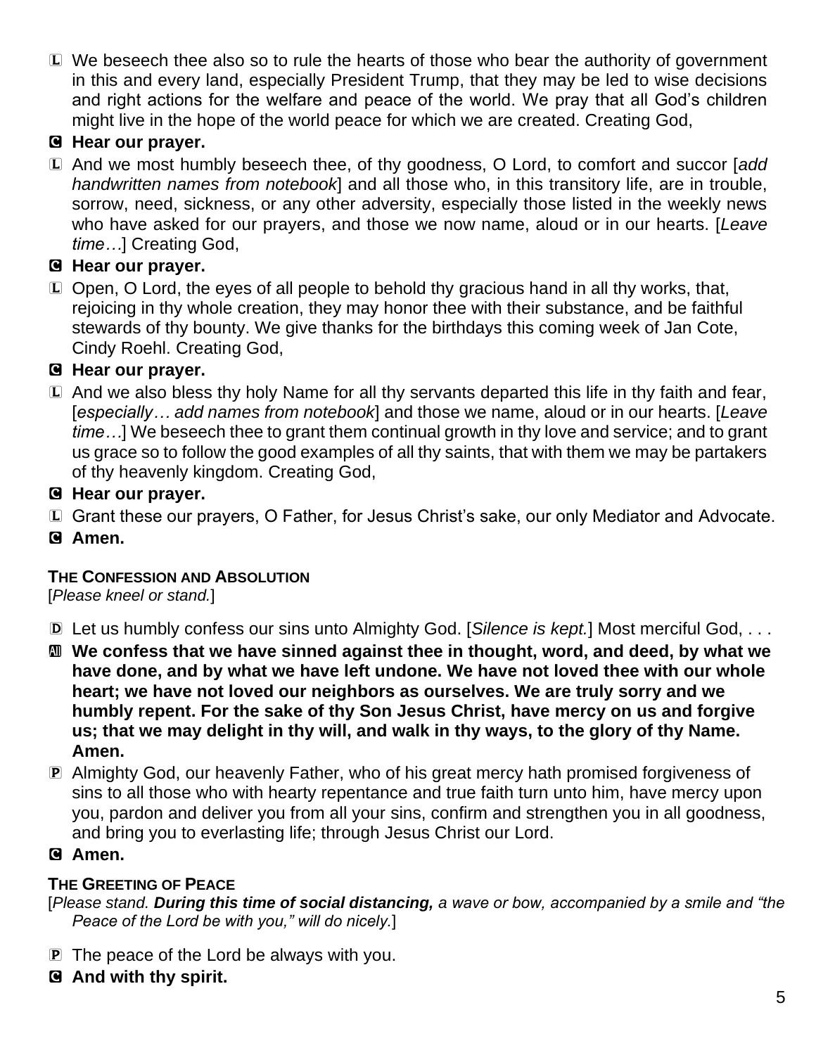L We beseech thee also so to rule the hearts of those who bear the authority of government in this and every land, especially President Trump, that they may be led to wise decisions and right actions for the welfare and peace of the world. We pray that all God's children might live in the hope of the world peace for which we are created. Creating God,

C **Hear our prayer.**

L And we most humbly beseech thee, of thy goodness, O Lord, to comfort and succor [*add handwritten names from notebook*] and all those who, in this transitory life, are in trouble, sorrow, need, sickness, or any other adversity, especially those listed in the weekly news who have asked for our prayers, and those we now name, aloud or in our hearts. [*Leave time…*] Creating God,

C **Hear our prayer.**

L Open, O Lord, the eyes of all people to behold thy gracious hand in all thy works, that, rejoicing in thy whole creation, they may honor thee with their substance, and be faithful stewards of thy bounty. We give thanks for the birthdays this coming week of Jan Cote, Cindy Roehl. Creating God,

C **Hear our prayer.**

L And we also bless thy holy Name for all thy servants departed this life in thy faith and fear, [*especially… add names from notebook*] and those we name, aloud or in our hearts. [*Leave time…*] We beseech thee to grant them continual growth in thy love and service; and to grant us grace so to follow the good examples of all thy saints, that with them we may be partakers of thy heavenly kingdom. Creating God,

C **Hear our prayer.**

L Grant these our prayers, O Father, for Jesus Christ's sake, our only Mediator and Advocate.

C **Amen.**

**THE CONFESSION AND ABSOLUTION**

[*Please kneel or stand.*]

D Let us humbly confess our sins unto Almighty God. [*Silence is kept.*] Most merciful God, . . .

All **We confess that we have sinned against thee in thought, word, and deed, by what we have done, and by what we have left undone. We have not loved thee with our whole heart; we have not loved our neighbors as ourselves. We are truly sorry and we humbly repent. For the sake of thy Son Jesus Christ, have mercy on us and forgive us; that we may delight in thy will, and walk in thy ways, to the glory of thy Name. Amen.**

P Almighty God, our heavenly Father, who of his great mercy hath promised forgiveness of sins to all those who with hearty repentance and true faith turn unto him, have mercy upon you, pardon and deliver you from all your sins, confirm and strengthen you in all goodness, and bring you to everlasting life; through Jesus Christ our Lord.

C **Amen.**

**THE GREETING OF PEACE**

[*Please stand.* ***During this time of social distancing,*** *a wave or bow, accompanied by a smile and "the Peace of the Lord be with you," will do nicely.*]

P The peace of the Lord be always with you.

C **And with thy spirit.**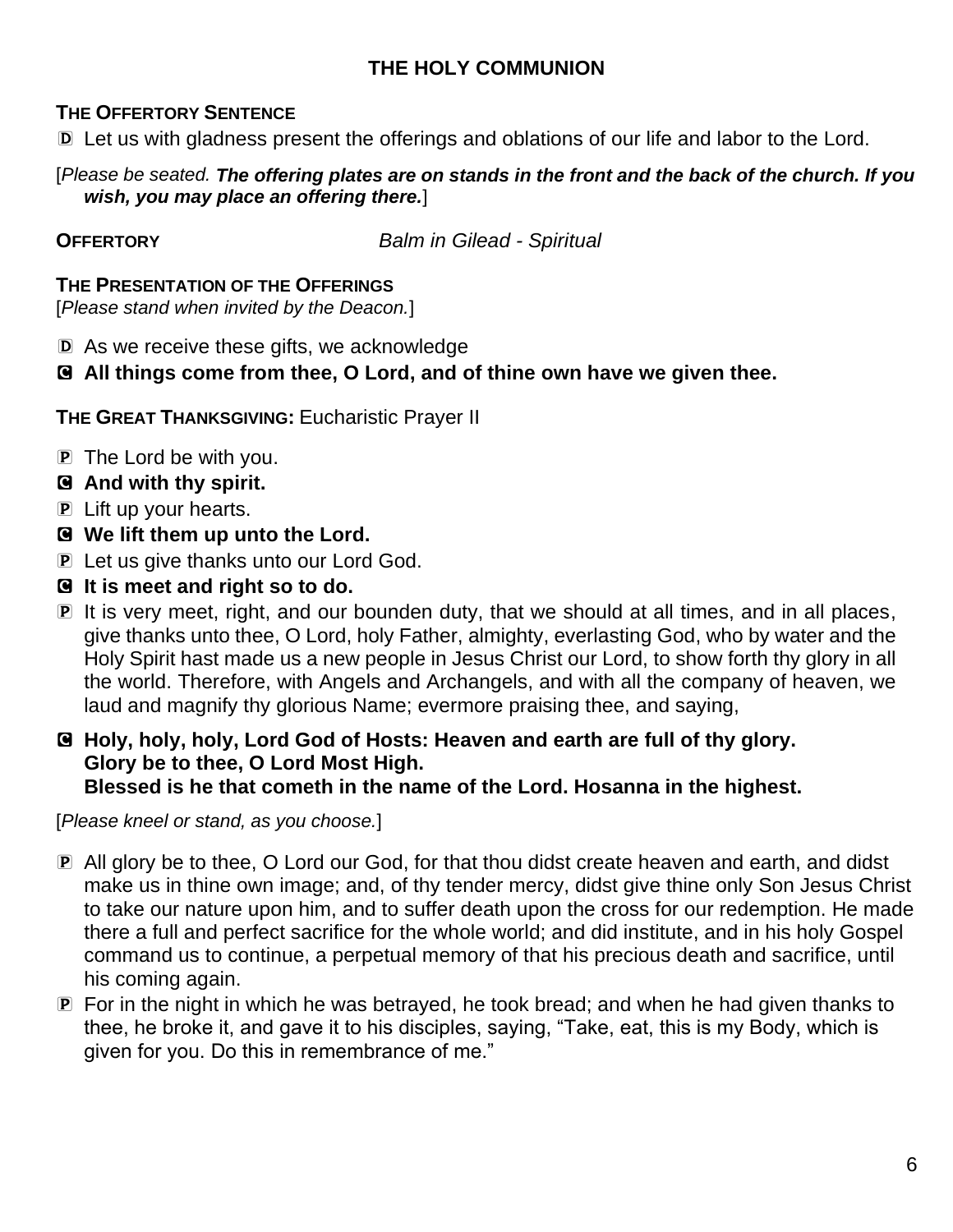## THE HOLY COMMUNION

**THE OFFERTORY SENTENCE**

D Let us with gladness present the offerings and oblations of our life and labor to the Lord.

[*Please be seated.* ***The offering plates are on stands in the front and the back of the church. If you wish, you may place an offering there.***]

**OFFERTORY** *Balm in Gilead - Spiritual*

**THE PRESENTATION OF THE OFFERINGS**
[*Please stand when invited by the Deacon.*]

D As we receive these gifts, we acknowledge

**C All things come from thee, O Lord, and of thine own have we given thee.**

**THE GREAT THANKSGIVING:** Eucharistic Prayer II

P The Lord be with you.

**C And with thy spirit.**

P Lift up your hearts.

**C We lift them up unto the Lord.**

P Let us give thanks unto our Lord God.

**C It is meet and right so to do.**

P It is very meet, right, and our bounden duty, that we should at all times, and in all places, give thanks unto thee, O Lord, holy Father, almighty, everlasting God, who by water and the Holy Spirit hast made us a new people in Jesus Christ our Lord, to show forth thy glory in all the world. Therefore, with Angels and Archangels, and with all the company of heaven, we laud and magnify thy glorious Name; evermore praising thee, and saying,

**C Holy, holy, holy, Lord God of Hosts: Heaven and earth are full of thy glory.
Glory be to thee, O Lord Most High.
Blessed is he that cometh in the name of the Lord. Hosanna in the highest.**

[*Please kneel or stand, as you choose.*]

P All glory be to thee, O Lord our God, for that thou didst create heaven and earth, and didst make us in thine own image; and, of thy tender mercy, didst give thine only Son Jesus Christ to take our nature upon him, and to suffer death upon the cross for our redemption. He made there a full and perfect sacrifice for the whole world; and did institute, and in his holy Gospel command us to continue, a perpetual memory of that his precious death and sacrifice, until his coming again.

P For in the night in which he was betrayed, he took bread; and when he had given thanks to thee, he broke it, and gave it to his disciples, saying, "Take, eat, this is my Body, which is given for you. Do this in remembrance of me."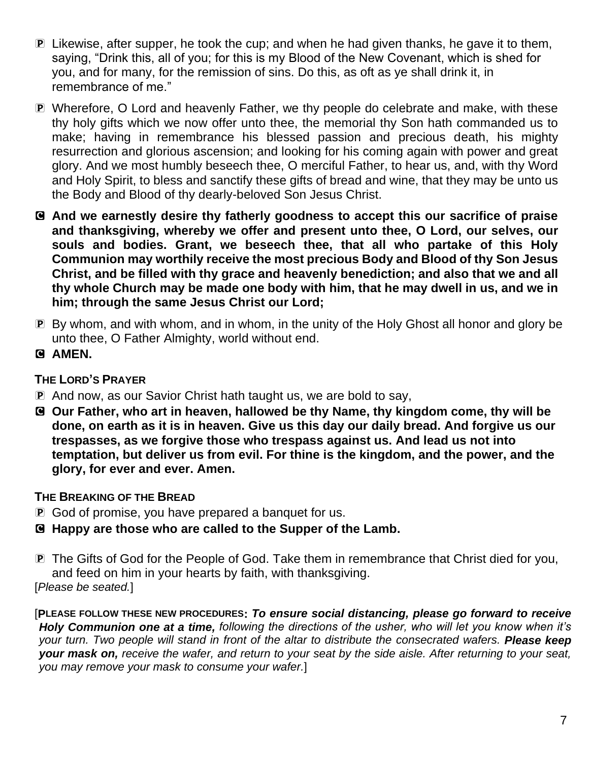P Likewise, after supper, he took the cup; and when he had given thanks, he gave it to them, saying, “Drink this, all of you; for this is my Blood of the New Covenant, which is shed for you, and for many, for the remission of sins. Do this, as oft as ye shall drink it, in remembrance of me.”

P Wherefore, O Lord and heavenly Father, we thy people do celebrate and make, with these thy holy gifts which we now offer unto thee, the memorial thy Son hath commanded us to make; having in remembrance his blessed passion and precious death, his mighty resurrection and glorious ascension; and looking for his coming again with power and great glory. And we most humbly beseech thee, O merciful Father, to hear us, and, with thy Word and Holy Spirit, to bless and sanctify these gifts of bread and wine, that they may be unto us the Body and Blood of thy dearly-beloved Son Jesus Christ.

C **And we earnestly desire thy fatherly goodness to accept this our sacrifice of praise and thanksgiving, whereby we offer and present unto thee, O Lord, our selves, our souls and bodies. Grant, we beseech thee, that all who partake of this Holy Communion may worthily receive the most precious Body and Blood of thy Son Jesus Christ, and be filled with thy grace and heavenly benediction; and also that we and all thy whole Church may be made one body with him, that he may dwell in us, and we in him; through the same Jesus Christ our Lord;**

P By whom, and with whom, and in whom, in the unity of the Holy Ghost all honor and glory be unto thee, O Father Almighty, world without end.

C **AMEN.**

**THE LORD’S PRAYER**

P And now, as our Savior Christ hath taught us, we are bold to say,

C **Our Father, who art in heaven, hallowed be thy Name, thy kingdom come, thy will be done, on earth as it is in heaven. Give us this day our daily bread. And forgive us our trespasses, as we forgive those who trespass against us. And lead us not into temptation, but deliver us from evil. For thine is the kingdom, and the power, and the glory, for ever and ever. Amen.**

**THE BREAKING OF THE BREAD**

P God of promise, you have prepared a banquet for us.

C **Happy are those who are called to the Supper of the Lamb.**

P The Gifts of God for the People of God. Take them in remembrance that Christ died for you, and feed on him in your hearts by faith, with thanksgiving.

[*Please be seated.*]

[**PLEASE FOLLOW THESE NEW PROCEDURES**: ***To ensure social distancing, please go forward to receive Holy Communion one at a time,*** *following the directions of the usher, who will let you know when it’s your turn. Two people will stand in front of the altar to distribute the consecrated wafers.* ***Please keep your mask on,*** *receive the wafer, and return to your seat by the side aisle. After returning to your seat, you may remove your mask to consume your wafer.*]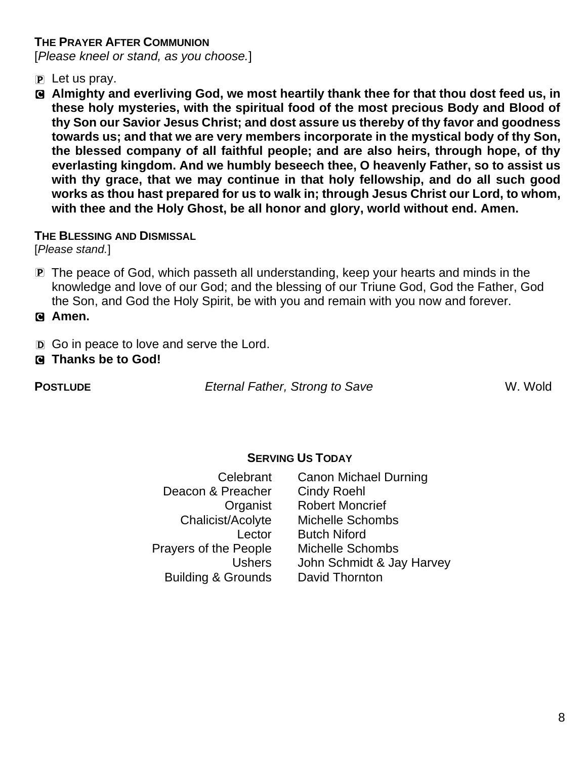**THE PRAYER AFTER COMMUNION**

[*Please kneel or stand, as you choose.*]

P Let us pray.

C **Almighty and everliving God, we most heartily thank thee for that thou dost feed us, in these holy mysteries, with the spiritual food of the most precious Body and Blood of thy Son our Savior Jesus Christ; and dost assure us thereby of thy favor and goodness towards us; and that we are very members incorporate in the mystical body of thy Son, the blessed company of all faithful people; and are also heirs, through hope, of thy everlasting kingdom. And we humbly beseech thee, O heavenly Father, so to assist us with thy grace, that we may continue in that holy fellowship, and do all such good works as thou hast prepared for us to walk in; through Jesus Christ our Lord, to whom, with thee and the Holy Ghost, be all honor and glory, world without end. Amen.**

**THE BLESSING AND DISMISSAL**

[*Please stand.*]

P The peace of God, which passeth all understanding, keep your hearts and minds in the knowledge and love of our God; and the blessing of our Triune God, God the Father, God the Son, and God the Holy Spirit, be with you and remain with you now and forever.

C **Amen.**

D Go in peace to love and serve the Lord.

C **Thanks be to God!**

**POSTLUDE** *Eternal Father, Strong to Save* W. Wold

**SERVING US TODAY**

| | |
|---|---|
| Celebrant | Canon Michael Durning |
| Deacon & Preacher | Cindy Roehl |
| Organist | Robert Moncrief |
| Chalicist/Acolyte | Michelle Schombs |
| Lector | Butch Niford |
| Prayers of the People | Michelle Schombs |
| Ushers | John Schmidt & Jay Harvey |
| Building & Grounds | David Thornton |